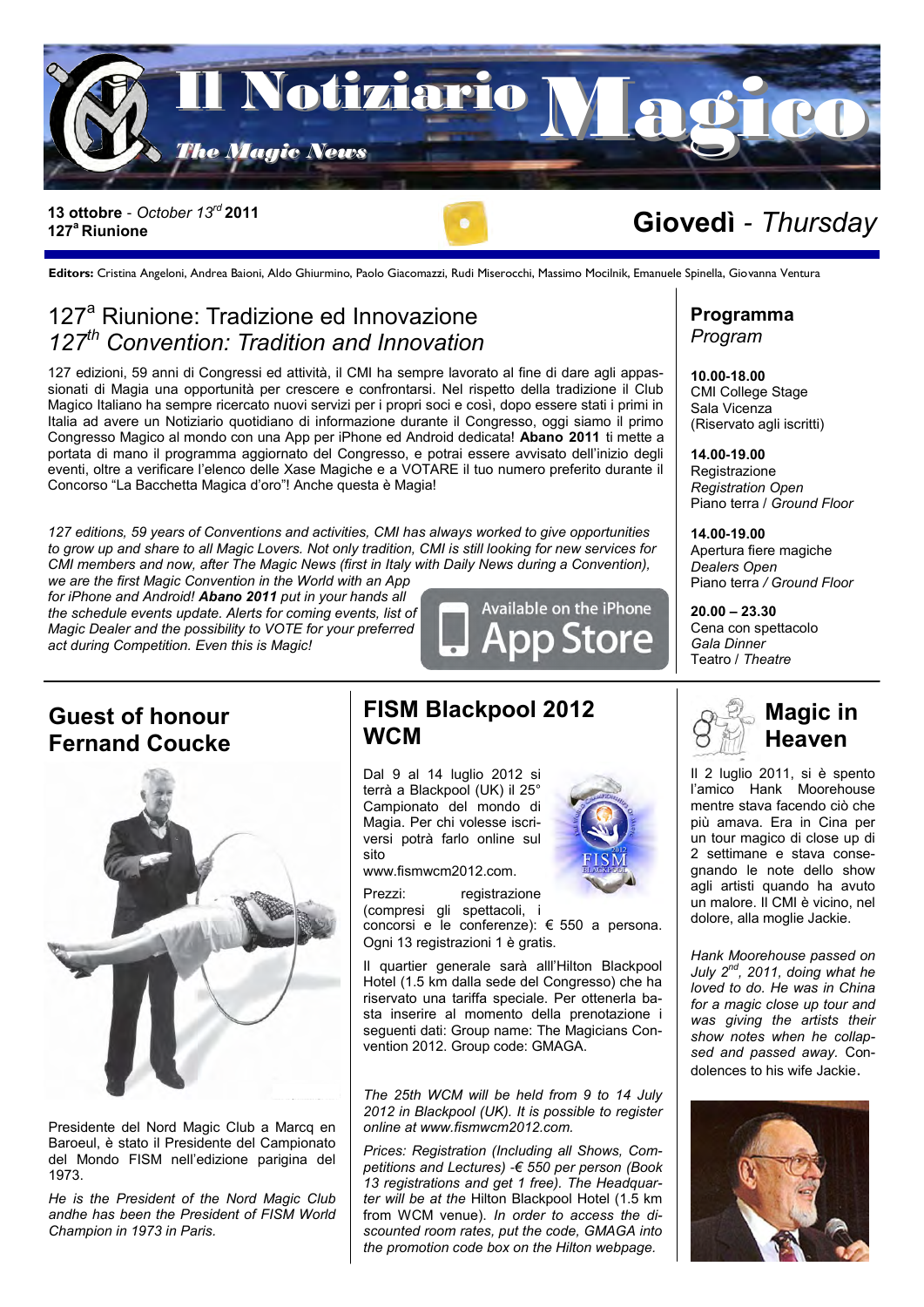# Il Notiziario Magico

*The Magic News*

**13 ottobre** - *October 13rd* **2011**
**127a Riunione**

# Giovedì - *Thursday*

**Editors:** Cristina Angeloni, Andrea Baioni, Aldo Ghiurmino, Paolo Giacomazzi, Rudi Miserocchi, Massimo Mocilnik, Emanuele Spinella, Giovanna Ventura

## 127a Riunione: Tradizione ed Innovazione
## *127th Convention: Tradition and Innovation*

127 edizioni, 59 anni di Congressi ed attività, il CMI ha sempre lavorato al fine di dare agli appassionati di Magia una opportunità per crescere e confrontarsi. Nel rispetto della tradizione il Club Magico Italiano ha sempre ricercato nuovi servizi per i propri soci e così, dopo essere stati i primi in Italia ad avere un Notiziario quotidiano di informazione durante il Congresso, oggi siamo il primo Congresso Magico al mondo con una App per iPhone ed Android dedicata! **Abano 2011** ti mette a portata di mano il programma aggiornato del Congresso, e potrai essere avvisato dell'inizio degli eventi, oltre a verificare l'elenco delle Xase Magiche e a VOTARE il tuo numero preferito durante il Concorso "La Bacchetta Magica d'oro"! Anche questa è Magia!

*127 editions, 59 years of Conventions and activities, CMI has always worked to give opportunities to grow up and share to all Magic Lovers. Not only tradition, CMI is still looking for new services for CMI members and now, after The Magic News (first in Italy with Daily News during a Convention), we are the first Magic Convention in the World with an App for iPhone and Android! **Abano 2011** put in your hands all the schedule events update. Alerts for coming events, list of Magic Dealer and the possibility to VOTE for your preferred act during Competition. Even this is Magic!*

Available on the iPhone App Store

## Programma
*Program*

**10.00-18.00**
CMI College Stage
Sala Vicenza
(Riservato agli iscritti)

**14.00-19.00**
Registrazione
*Registration Open*
Piano terra / *Ground Floor*

**14.00-19.00**
Apertura fiere magiche
*Dealers Open*
Piano terra */ Ground Floor*

**20.00 – 23.30**
Cena con spettacolo
*Gala Dinner*
Teatro / *Theatre*

## Guest of honour Fernand Coucke

Presidente del Nord Magic Club a Marcq en Baroeul, è stato il Presidente del Campionato del Mondo FISM nell'edizione parigina del 1973.

*He is the President of the Nord Magic Club andhe has been the President of FISM World Champion in 1973 in Paris.*

## FISM Blackpool 2012 WCM

Dal 9 al 14 luglio 2012 si terrà a Blackpool (UK) il 25° Campionato del mondo di Magia. Per chi volesse iscriversi potrà farlo online sul sito www.fismwcm2012.com.

Prezzi: registrazione (compresi gli spettacoli, i concorsi e le conferenze): € 550 a persona. Ogni 13 registrazioni 1 è gratis.

Il quartier generale sarà alll'Hilton Blackpool Hotel (1.5 km dalla sede del Congresso) che ha riservato una tariffa speciale. Per ottenerla basta inserire al momento della prenotazione i seguenti dati: Group name: The Magicians Convention 2012. Group code: GMAGA.

*The 25th WCM will be held from 9 to 14 July 2012 in Blackpool (UK). It is possible to register online at www.fismwcm2012.com.*

*Prices: Registration (Including all Shows, Competitions and Lectures) -€ 550 per person (Book 13 registrations and get 1 free). The Headquarter will be at the* Hilton Blackpool Hotel (1.5 km from WCM venue). *In order to access the discounted room rates, put the code, GMAGA into the promotion code box on the Hilton webpage.*

## Magic in Heaven

Il 2 luglio 2011, si è spento l'amico Hank Moorehouse mentre stava facendo ciò che più amava. Era in Cina per un tour magico di close up di 2 settimane e stava consegnando le note dello show agli artisti quando ha avuto un malore. Il CMI è vicino, nel dolore, alla moglie Jackie.

*Hank Moorehouse passed on July 2nd, 2011, doing what he loved to do. He was in China for a magic close up tour and was giving the artists their show notes when he collapsed and passed away.* Condolences to his wife Jackie.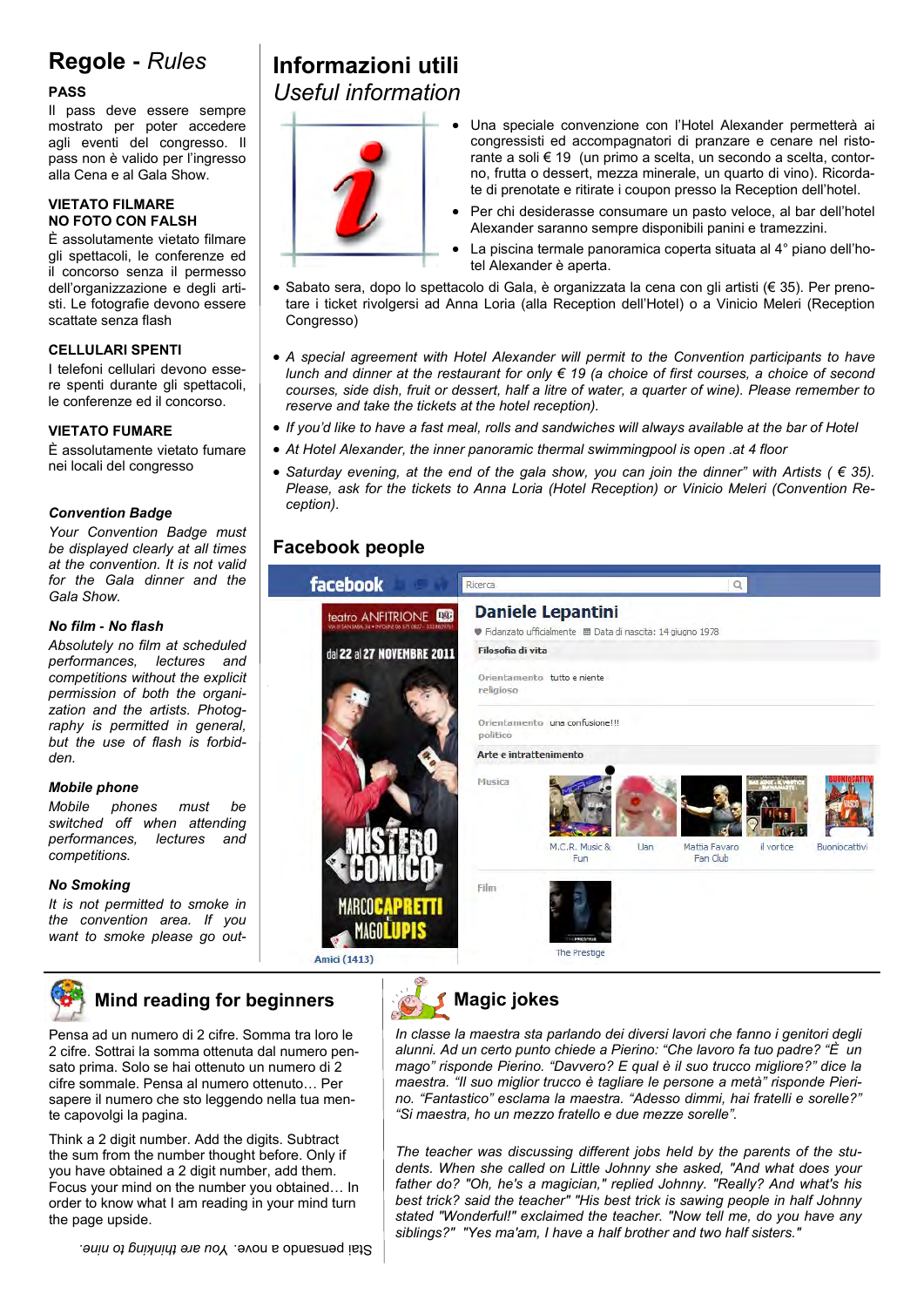## Regole - *Rules*

**PASS**

Il pass deve essere sempre mostrato per poter accedere agli eventi del congresso. Il pass non è valido per l'ingresso alla Cena e al Gala Show.

**VIETATO FILMARE**
**NO FOTO CON FALSH**

È assolutamente vietato filmare gli spettacoli, le conferenze ed il concorso senza il permesso dell'organizzazione e degli artisti. Le fotografie devono essere scattate senza flash

**CELLULARI SPENTI**

I telefoni cellulari devono essere spenti durante gli spettacoli, le conferenze ed il concorso.

**VIETATO FUMARE**

È assolutamente vietato fumare nei locali del congresso

***Convention Badge***

*Your Convention Badge must be displayed clearly at all times at the convention. It is not valid for the Gala dinner and the Gala Show.*

***No film - No flash***

*Absolutely no film at scheduled performances, lectures and competitions without the explicit permission of both the organization and the artists. Photography is permitted in general, but the use of flash is forbidden.*

***Mobile phone***

*Mobile phones must be switched off when attending performances, lectures and competitions.*

***No Smoking***

*It is not permitted to smoke in the convention area. If you want to smoke please go out-*

## Informazioni utili
## *Useful information*

- Una speciale convenzione con l'Hotel Alexander permetterà ai congressisti ed accompagnatori di pranzare e cenare nel ristorante a soli € 19 (un primo a scelta, un secondo a scelta, contorno, frutta o dessert, mezza minerale, un quarto di vino). Ricordate di prenotate e ritirate i coupon presso la Reception dell'hotel.
- Per chi desiderasse consumare un pasto veloce, al bar dell'hotel Alexander saranno sempre disponibili panini e tramezzini.
- La piscina termale panoramica coperta situata al 4° piano dell'hotel Alexander è aperta.
- Sabato sera, dopo lo spettacolo di Gala, è organizzata la cena con gli artisti (€ 35). Per prenotare i ticket rivolgersi ad Anna Loria (alla Reception dell'Hotel) o a Vinicio Meleri (Reception Congresso)

- *A special agreement with Hotel Alexander will permit to the Convention participants to have lunch and dinner at the restaurant for only € 19 (a choice of first courses, a choice of second courses, side dish, fruit or dessert, half a litre of water, a quarter of wine). Please remember to reserve and take the tickets at the hotel reception).*
- *If you'd like to have a fast meal, rolls and sandwiches will always available at the bar of Hotel*
- *At Hotel Alexander, the inner panoramic thermal swimmingpool is open .at 4 floor*
- *Saturday evening, at the end of the gala show, you can join the dinner" with Artists ( € 35). Please, ask for the tickets to Anna Loria (Hotel Reception) or Vinicio Meleri (Convention Reception).*

## Facebook people

facebook

Ricerca

teatro ANFITRIONE
dal 22 al 27 NOVEMBRE 2011
MISTERO COMICO
MARCO CAPRETTI E MAGO LUPIS

Amici (1413)

**Daniele Lepantini**

Fidanzato ufficialmente · Data di nascita: 14 giugno 1978

Filosofia di vita

Orientamento religioso: tutto e niente

Orientamento politico: una confusione!!!

Arte e intrattenimento

Musica: M.C.R. Music & Fun, Uan, Mattia Favaro Fan Club, il vortice, Buoniocattivi

Film: The Prestige

## Mind reading for beginners

Pensa ad un numero di 2 cifre. Somma tra loro le 2 cifre. Sottrai la somma ottenuta dal numero pensato prima. Solo se hai ottenuto un numero di 2 cifre sommale. Pensa al numero ottenuto… Per sapere il numero che sto leggendo nella tua mente capovolgi la pagina.

Think a 2 digit number. Add the digits. Subtract the sum from the number thought before. Only if you have obtained a 2 digit number, add them. Focus your mind on the number you obtained… In order to know what I am reading in your mind turn the page upside.

Stai pensando a nove. *You are thinking to nine.*

## Magic jokes

*In classe la maestra sta parlando dei diversi lavori che fanno i genitori degli alunni. Ad un certo punto chiede a Pierino: "Che lavoro fa tuo padre?" "È un mago" risponde Pierino. "Davvero? E qual è il suo trucco migliore?" dice la maestra. "Il suo miglior trucco è tagliare le persone a metà" risponde Pierino. "Fantastico" esclama la maestra. "Adesso dimmi, hai fratelli e sorelle?" "Si maestra, ho un mezzo fratello e due mezze sorelle".*

*The teacher was discussing different jobs held by the parents of the students. When she called on Little Johnny she asked, "And what does your father do? "Oh, he's a magician," replied Johnny. "Really? And what's his best trick? said the teacher" "His best trick is sawing people in half Johnny stated "Wonderful!" exclaimed the teacher. "Now tell me, do you have any siblings?" "Yes ma'am, I have a half brother and two half sisters."*